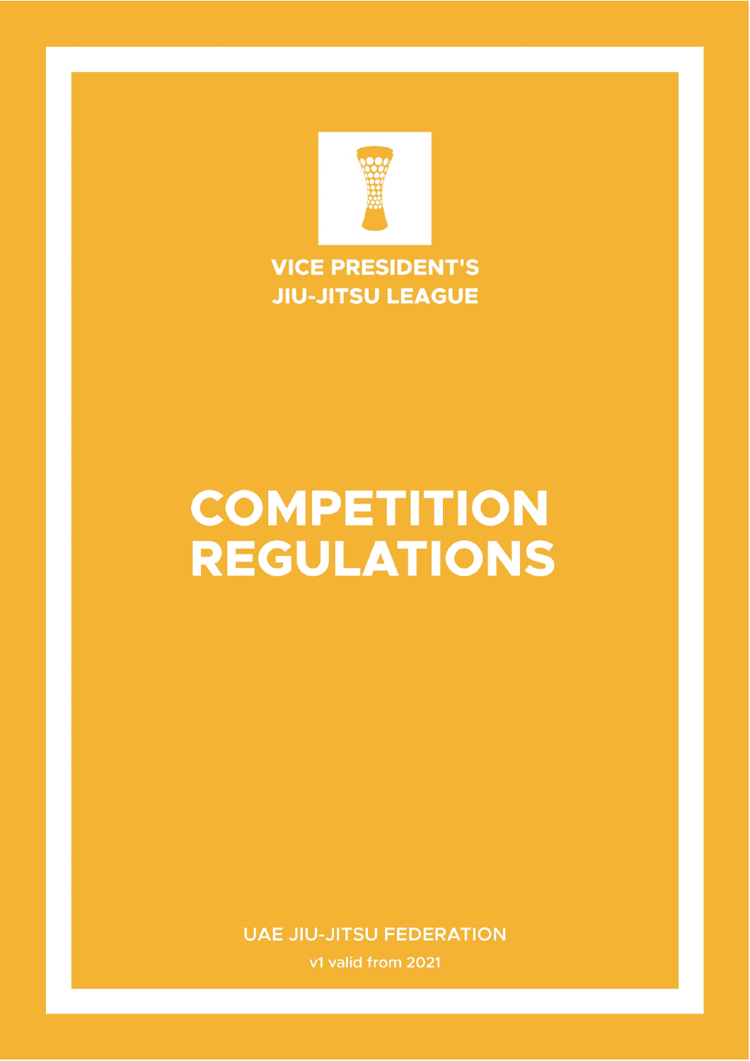VICE PRESIDENT'S
JIU-JITSU LEAGUE

# COMPETITION REGULATIONS

UAE JIU-JITSU FEDERATION

v1 valid from 2021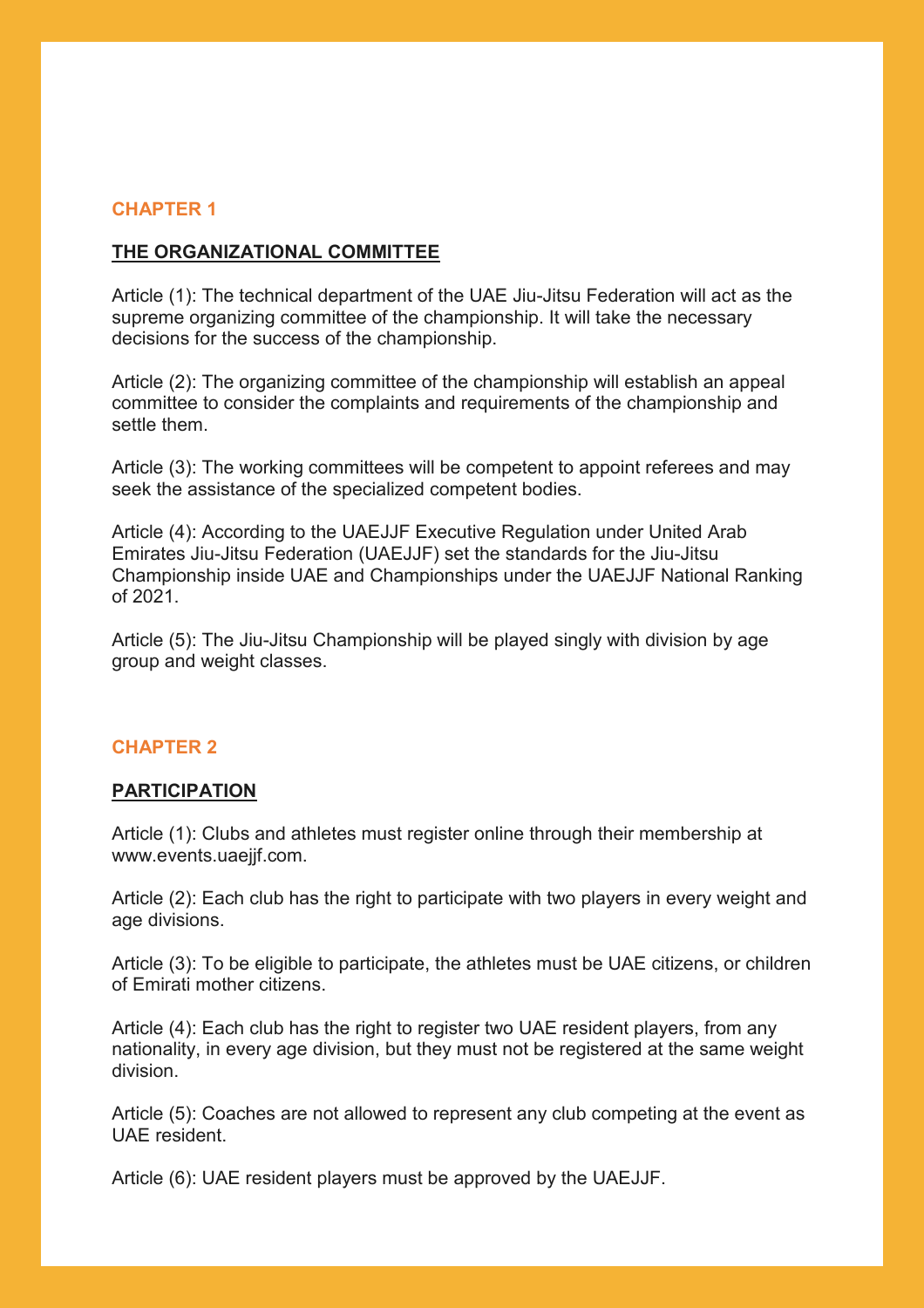## CHAPTER 1

### THE ORGANIZATIONAL COMMITTEE

Article (1): The technical department of the UAE Jiu-Jitsu Federation will act as the supreme organizing committee of the championship. It will take the necessary decisions for the success of the championship.

Article (2): The organizing committee of the championship will establish an appeal committee to consider the complaints and requirements of the championship and settle them.

Article (3): The working committees will be competent to appoint referees and may seek the assistance of the specialized competent bodies.

Article (4): According to the UAEJJF Executive Regulation under United Arab Emirates Jiu-Jitsu Federation (UAEJJF) set the standards for the Jiu-Jitsu Championship inside UAE and Championships under the UAEJJF National Ranking of 2021.

Article (5): The Jiu-Jitsu Championship will be played singly with division by age group and weight classes.

## CHAPTER 2

### PARTICIPATION

Article (1): Clubs and athletes must register online through their membership at www.events.uaejjf.com.

Article (2): Each club has the right to participate with two players in every weight and age divisions.

Article (3): To be eligible to participate, the athletes must be UAE citizens, or children of Emirati mother citizens.

Article (4): Each club has the right to register two UAE resident players, from any nationality, in every age division, but they must not be registered at the same weight division.

Article (5): Coaches are not allowed to represent any club competing at the event as UAE resident.

Article (6): UAE resident players must be approved by the UAEJJF.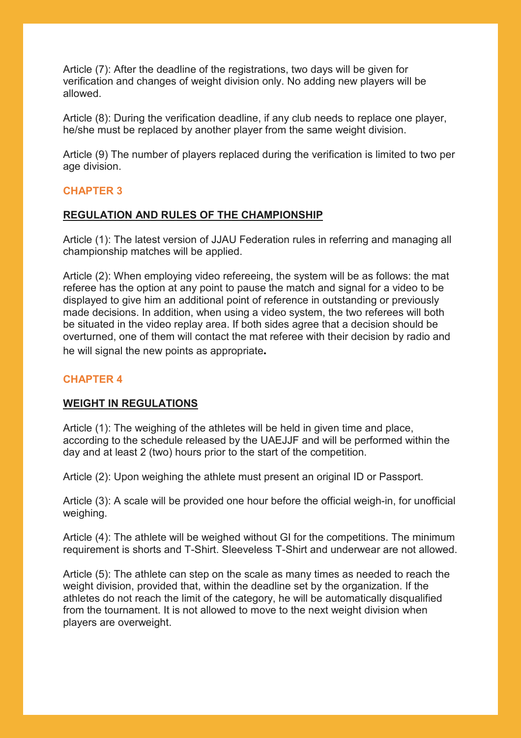Article (7): After the deadline of the registrations, two days will be given for verification and changes of weight division only. No adding new players will be allowed.

Article (8): During the verification deadline, if any club needs to replace one player, he/she must be replaced by another player from the same weight division.

Article (9) The number of players replaced during the verification is limited to two per age division.

## CHAPTER 3

### REGULATION AND RULES OF THE CHAMPIONSHIP

Article (1): The latest version of JJAU Federation rules in referring and managing all championship matches will be applied.

Article (2): When employing video refereeing, the system will be as follows: the mat referee has the option at any point to pause the match and signal for a video to be displayed to give him an additional point of reference in outstanding or previously made decisions. In addition, when using a video system, the two referees will both be situated in the video replay area. If both sides agree that a decision should be overturned, one of them will contact the mat referee with their decision by radio and he will signal the new points as appropriate**.**

## CHAPTER 4

### WEIGHT IN REGULATIONS

Article (1): The weighing of the athletes will be held in given time and place, according to the schedule released by the UAEJJF and will be performed within the day and at least 2 (two) hours prior to the start of the competition.

Article (2): Upon weighing the athlete must present an original ID or Passport.

Article (3): A scale will be provided one hour before the official weigh-in, for unofficial weighing.

Article (4): The athlete will be weighed without GI for the competitions. The minimum requirement is shorts and T-Shirt. Sleeveless T-Shirt and underwear are not allowed.

Article (5): The athlete can step on the scale as many times as needed to reach the weight division, provided that, within the deadline set by the organization. If the athletes do not reach the limit of the category, he will be automatically disqualified from the tournament. It is not allowed to move to the next weight division when players are overweight.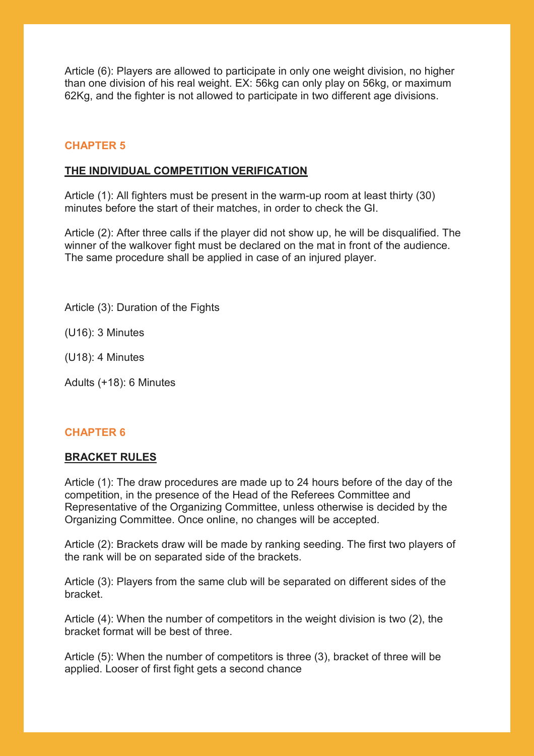Article (6): Players are allowed to participate in only one weight division, no higher than one division of his real weight. EX: 56kg can only play on 56kg, or maximum 62Kg, and the fighter is not allowed to participate in two different age divisions.

## CHAPTER 5

### THE INDIVIDUAL COMPETITION VERIFICATION

Article (1): All fighters must be present in the warm-up room at least thirty (30) minutes before the start of their matches, in order to check the GI.

Article (2): After three calls if the player did not show up, he will be disqualified. The winner of the walkover fight must be declared on the mat in front of the audience. The same procedure shall be applied in case of an injured player.

Article (3): Duration of the Fights

(U16): 3 Minutes

(U18): 4 Minutes

Adults (+18): 6 Minutes

## CHAPTER 6

### BRACKET RULES

Article (1): The draw procedures are made up to 24 hours before of the day of the competition, in the presence of the Head of the Referees Committee and Representative of the Organizing Committee, unless otherwise is decided by the Organizing Committee. Once online, no changes will be accepted.

Article (2): Brackets draw will be made by ranking seeding. The first two players of the rank will be on separated side of the brackets.

Article (3): Players from the same club will be separated on different sides of the bracket.

Article (4): When the number of competitors in the weight division is two (2), the bracket format will be best of three.

Article (5): When the number of competitors is three (3), bracket of three will be applied. Looser of first fight gets a second chance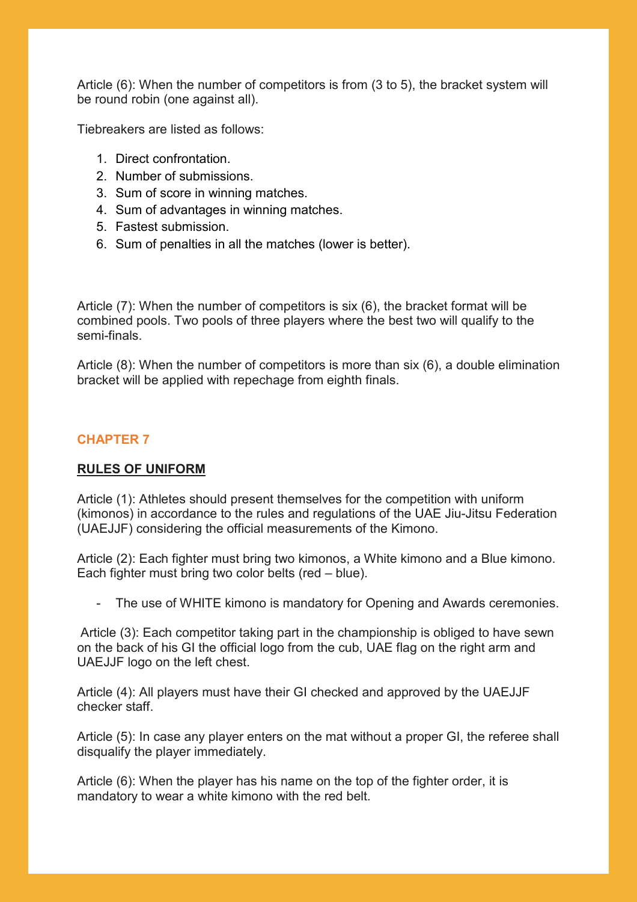Article (6): When the number of competitors is from (3 to 5), the bracket system will be round robin (one against all).

Tiebreakers are listed as follows:

1. Direct confrontation.
2. Number of submissions.
3. Sum of score in winning matches.
4. Sum of advantages in winning matches.
5. Fastest submission.
6. Sum of penalties in all the matches (lower is better).

Article (7): When the number of competitors is six (6), the bracket format will be combined pools. Two pools of three players where the best two will qualify to the semi-finals.

Article (8): When the number of competitors is more than six (6), a double elimination bracket will be applied with repechage from eighth finals.

## CHAPTER 7

### RULES OF UNIFORM

Article (1): Athletes should present themselves for the competition with uniform (kimonos) in accordance to the rules and regulations of the UAE Jiu-Jitsu Federation (UAEJJF) considering the official measurements of the Kimono.

Article (2): Each fighter must bring two kimonos, a White kimono and a Blue kimono. Each fighter must bring two color belts (red – blue).

- The use of WHITE kimono is mandatory for Opening and Awards ceremonies.

Article (3): Each competitor taking part in the championship is obliged to have sewn on the back of his GI the official logo from the cub, UAE flag on the right arm and UAEJJF logo on the left chest.

Article (4): All players must have their GI checked and approved by the UAEJJF checker staff.

Article (5): In case any player enters on the mat without a proper GI, the referee shall disqualify the player immediately.

Article (6): When the player has his name on the top of the fighter order, it is mandatory to wear a white kimono with the red belt.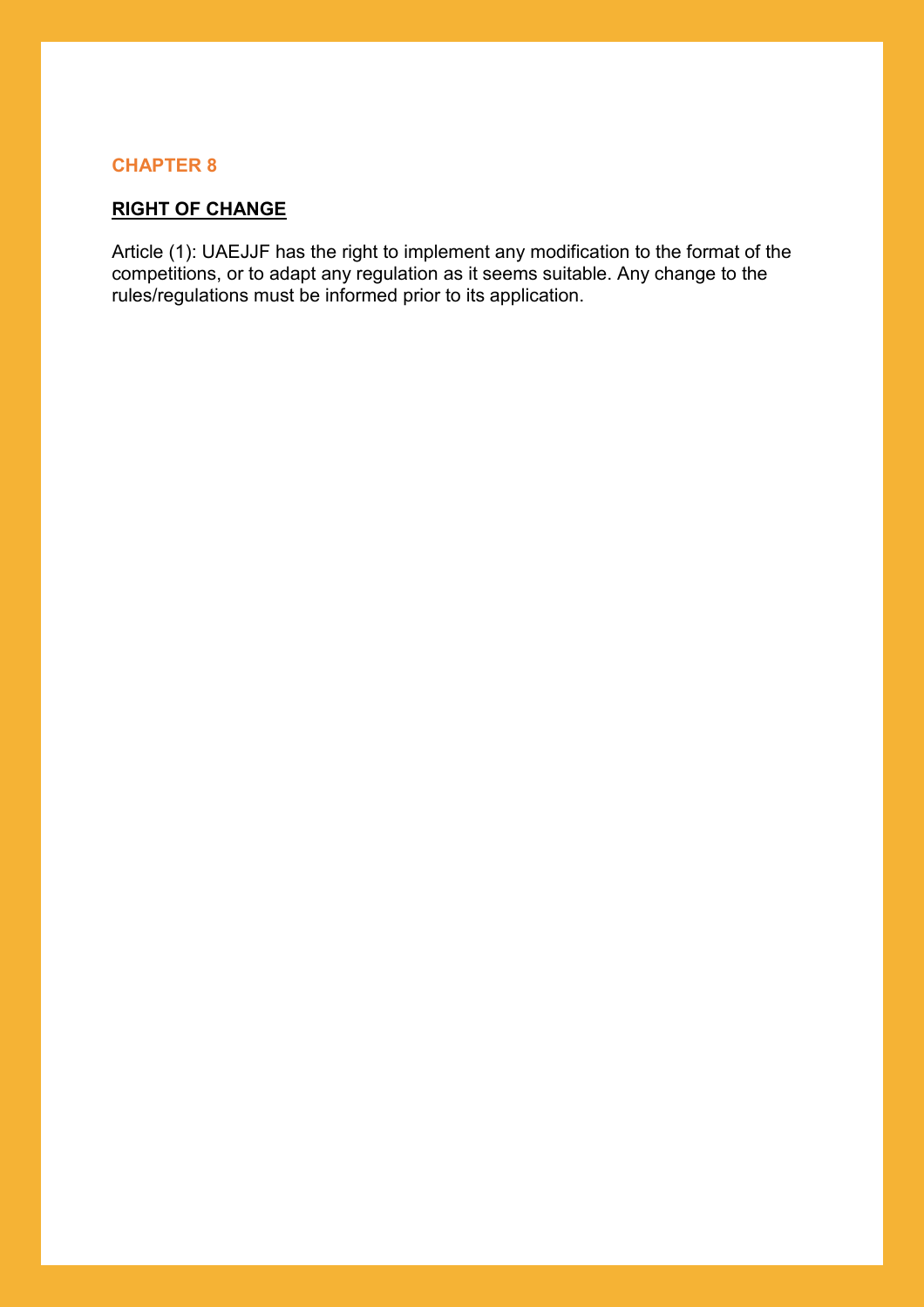## CHAPTER 8

### RIGHT OF CHANGE

Article (1): UAEJJF has the right to implement any modification to the format of the competitions, or to adapt any regulation as it seems suitable. Any change to the rules/regulations must be informed prior to its application.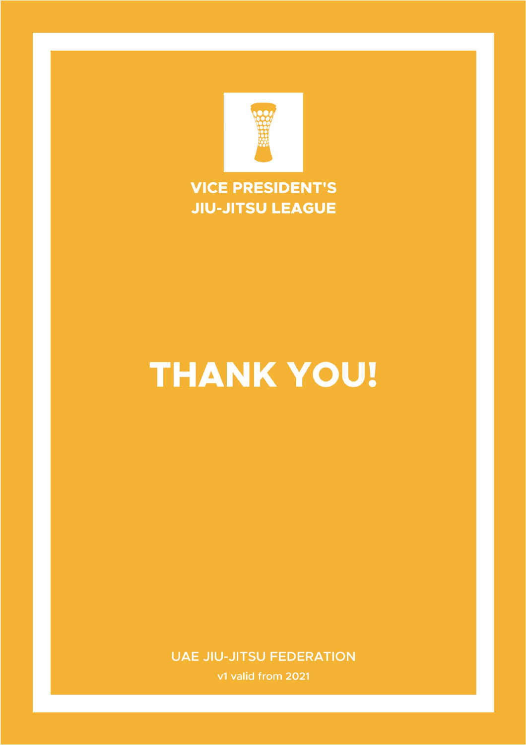VICE PRESIDENT'S
JIU-JITSU LEAGUE

# THANK YOU!

UAE JIU-JITSU FEDERATION

v1 valid from 2021